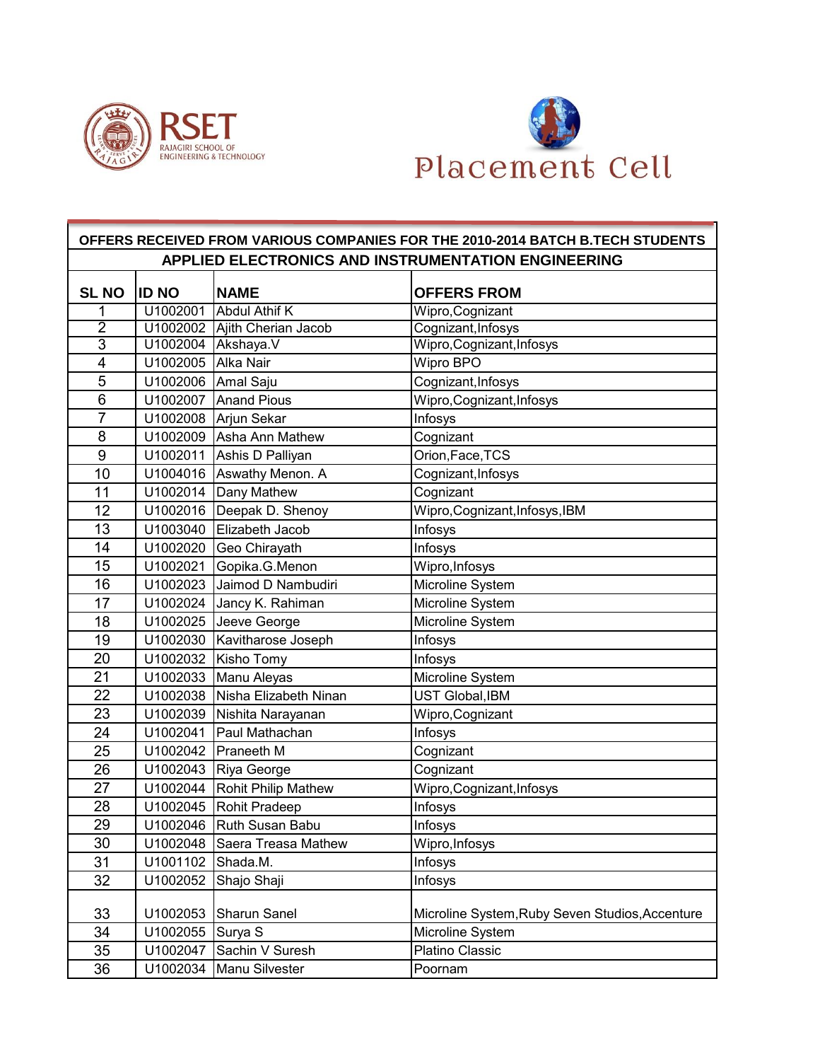RSET
RAJAGIRI SCHOOL OF ENGINEERING & TECHNOLOGY

Placement Cell

## OFFERS RECEIVED FROM VARIOUS COMPANIES FOR THE 2010-2014 BATCH B.TECH STUDENTS

### APPLIED ELECTRONICS AND INSTRUMENTATION ENGINEERING

| SL NO | ID NO | NAME | OFFERS FROM |
|---|---|---|---|
| 1 | U1002001 | Abdul Athif K | Wipro,Cognizant |
| 2 | U1002002 | Ajith Cherian Jacob | Cognizant,Infosys |
| 3 | U1002004 | Akshaya.V | Wipro,Cognizant,Infosys |
| 4 | U1002005 | Alka Nair | Wipro BPO |
| 5 | U1002006 | Amal Saju | Cognizant,Infosys |
| 6 | U1002007 | Anand Pious | Wipro,Cognizant,Infosys |
| 7 | U1002008 | Arjun Sekar | Infosys |
| 8 | U1002009 | Asha Ann Mathew | Cognizant |
| 9 | U1002011 | Ashis D Palliyan | Orion,Face,TCS |
| 10 | U1004016 | Aswathy Menon. A | Cognizant,Infosys |
| 11 | U1002014 | Dany Mathew | Cognizant |
| 12 | U1002016 | Deepak D. Shenoy | Wipro,Cognizant,Infosys,IBM |
| 13 | U1003040 | Elizabeth Jacob | Infosys |
| 14 | U1002020 | Geo Chirayath | Infosys |
| 15 | U1002021 | Gopika.G.Menon | Wipro,Infosys |
| 16 | U1002023 | Jaimod D Nambudiri | Microline System |
| 17 | U1002024 | Jancy K. Rahiman | Microline System |
| 18 | U1002025 | Jeeve George | Microline System |
| 19 | U1002030 | Kavitharose Joseph | Infosys |
| 20 | U1002032 | Kisho Tomy | Infosys |
| 21 | U1002033 | Manu Aleyas | Microline System |
| 22 | U1002038 | Nisha Elizabeth Ninan | UST Global,IBM |
| 23 | U1002039 | Nishita Narayanan | Wipro,Cognizant |
| 24 | U1002041 | Paul Mathachan | Infosys |
| 25 | U1002042 | Praneeth M | Cognizant |
| 26 | U1002043 | Riya George | Cognizant |
| 27 | U1002044 | Rohit Philip Mathew | Wipro,Cognizant,Infosys |
| 28 | U1002045 | Rohit Pradeep | Infosys |
| 29 | U1002046 | Ruth Susan Babu | Infosys |
| 30 | U1002048 | Saera Treasa Mathew | Wipro,Infosys |
| 31 | U1001102 | Shada.M. | Infosys |
| 32 | U1002052 | Shajo Shaji | Infosys |
| 33 | U1002053 | Sharun Sanel | Microline System,Ruby Seven Studios,Accenture |
| 34 | U1002055 | Surya S | Microline System |
| 35 | U1002047 | Sachin V Suresh | Platino Classic |
| 36 | U1002034 | Manu Silvester | Poornam |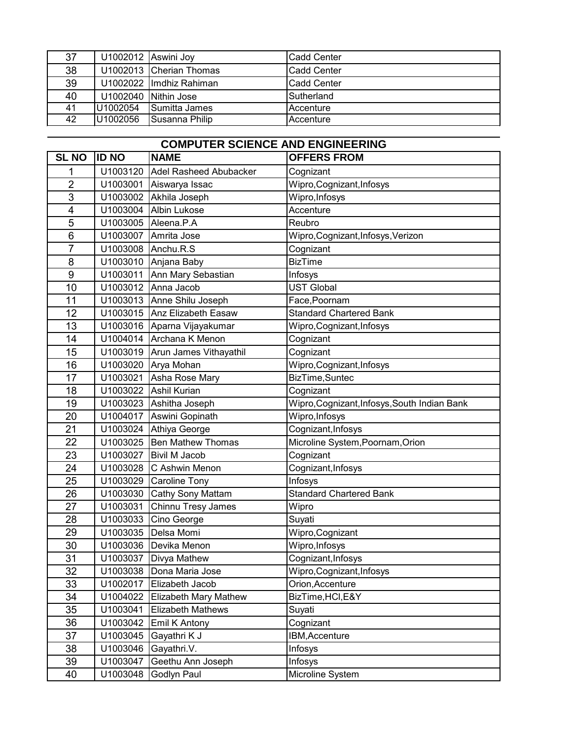| | | | |
|---|---|---|---|
| 37 | U1002012 | Aswini Joy | Cadd Center |
| 38 | U1002013 | Cherian Thomas | Cadd Center |
| 39 | U1002022 | Imdhiz Rahiman | Cadd Center |
| 40 | U1002040 | Nithin Jose | Sutherland |
| 41 | U1002054 | Sumitta James | Accenture |
| 42 | U1002056 | Susanna Philip | Accenture |

## COMPUTER SCIENCE AND ENGINEERING

| SL NO | ID NO | NAME | OFFERS FROM |
|---|---|---|---|
| 1 | U1003120 | Adel Rasheed Abubacker | Cognizant |
| 2 | U1003001 | Aiswarya Issac | Wipro,Cognizant,Infosys |
| 3 | U1003002 | Akhila Joseph | Wipro,Infosys |
| 4 | U1003004 | Albin Lukose | Accenture |
| 5 | U1003005 | Aleena.P.A | Reubro |
| 6 | U1003007 | Amrita Jose | Wipro,Cognizant,Infosys,Verizon |
| 7 | U1003008 | Anchu.R.S | Cognizant |
| 8 | U1003010 | Anjana Baby | BizTime |
| 9 | U1003011 | Ann Mary Sebastian | Infosys |
| 10 | U1003012 | Anna Jacob | UST Global |
| 11 | U1003013 | Anne Shilu Joseph | Face,Poornam |
| 12 | U1003015 | Anz Elizabeth Easaw | Standard Chartered Bank |
| 13 | U1003016 | Aparna Vijayakumar | Wipro,Cognizant,Infosys |
| 14 | U1004014 | Archana K Menon | Cognizant |
| 15 | U1003019 | Arun James Vithayathil | Cognizant |
| 16 | U1003020 | Arya Mohan | Wipro,Cognizant,Infosys |
| 17 | U1003021 | Asha Rose Mary | BizTime,Suntec |
| 18 | U1003022 | Ashil Kurian | Cognizant |
| 19 | U1003023 | Ashitha Joseph | Wipro,Cognizant,Infosys,South Indian Bank |
| 20 | U1004017 | Aswini Gopinath | Wipro,Infosys |
| 21 | U1003024 | Athiya George | Cognizant,Infosys |
| 22 | U1003025 | Ben Mathew Thomas | Microline System,Poornam,Orion |
| 23 | U1003027 | Bivil M Jacob | Cognizant |
| 24 | U1003028 | C Ashwin Menon | Cognizant,Infosys |
| 25 | U1003029 | Caroline Tony | Infosys |
| 26 | U1003030 | Cathy Sony Mattam | Standard Chartered Bank |
| 27 | U1003031 | Chinnu Tresy James | Wipro |
| 28 | U1003033 | Cino George | Suyati |
| 29 | U1003035 | Delsa Momi | Wipro,Cognizant |
| 30 | U1003036 | Devika Menon | Wipro,Infosys |
| 31 | U1003037 | Divya Mathew | Cognizant,Infosys |
| 32 | U1003038 | Dona Maria Jose | Wipro,Cognizant,Infosys |
| 33 | U1002017 | Elizabeth Jacob | Orion,Accenture |
| 34 | U1004022 | Elizabeth Mary Mathew | BizTime,HCl,E&Y |
| 35 | U1003041 | Elizabeth Mathews | Suyati |
| 36 | U1003042 | Emil K Antony | Cognizant |
| 37 | U1003045 | Gayathri K J | IBM,Accenture |
| 38 | U1003046 | Gayathri.V. | Infosys |
| 39 | U1003047 | Geethu Ann Joseph | Infosys |
| 40 | U1003048 | Godlyn Paul | Microline System |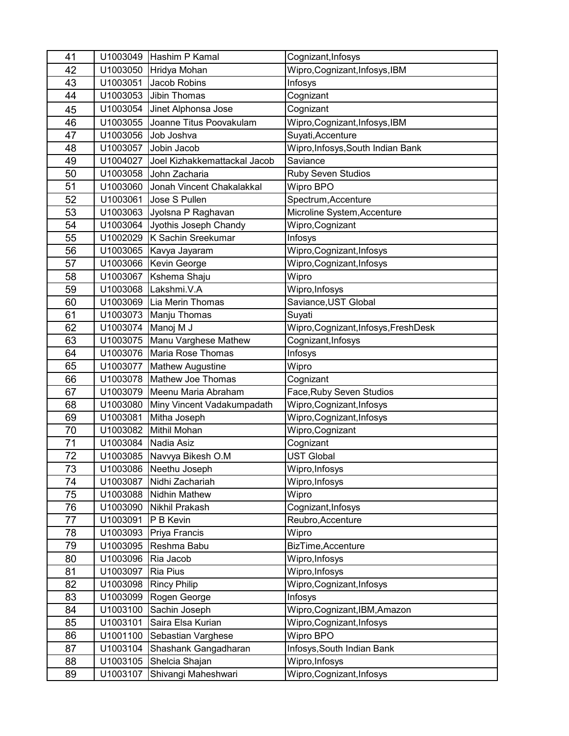| 41 | U1003049 | Hashim P Kamal | Cognizant,Infosys |
|---|---|---|---|
| 42 | U1003050 | Hridya Mohan | Wipro,Cognizant,Infosys,IBM |
| 43 | U1003051 | Jacob Robins | Infosys |
| 44 | U1003053 | Jibin Thomas | Cognizant |
| 45 | U1003054 | Jinet Alphonsa Jose | Cognizant |
| 46 | U1003055 | Joanne Titus Poovakulam | Wipro,Cognizant,Infosys,IBM |
| 47 | U1003056 | Job Joshva | Suyati,Accenture |
| 48 | U1003057 | Jobin Jacob | Wipro,Infosys,South Indian Bank |
| 49 | U1004027 | Joel Kizhakkemattackal Jacob | Saviance |
| 50 | U1003058 | John Zacharia | Ruby Seven Studios |
| 51 | U1003060 | Jonah Vincent Chakalakkal | Wipro BPO |
| 52 | U1003061 | Jose S Pullen | Spectrum,Accenture |
| 53 | U1003063 | Jyolsna P Raghavan | Microline System,Accenture |
| 54 | U1003064 | Jyothis Joseph Chandy | Wipro,Cognizant |
| 55 | U1002029 | K Sachin Sreekumar | Infosys |
| 56 | U1003065 | Kavya Jayaram | Wipro,Cognizant,Infosys |
| 57 | U1003066 | Kevin George | Wipro,Cognizant,Infosys |
| 58 | U1003067 | Kshema Shaju | Wipro |
| 59 | U1003068 | Lakshmi.V.A | Wipro,Infosys |
| 60 | U1003069 | Lia Merin Thomas | Saviance,UST Global |
| 61 | U1003073 | Manju Thomas | Suyati |
| 62 | U1003074 | Manoj M J | Wipro,Cognizant,Infosys,FreshDesk |
| 63 | U1003075 | Manu Varghese Mathew | Cognizant,Infosys |
| 64 | U1003076 | Maria Rose Thomas | Infosys |
| 65 | U1003077 | Mathew Augustine | Wipro |
| 66 | U1003078 | Mathew Joe Thomas | Cognizant |
| 67 | U1003079 | Meenu Maria Abraham | Face,Ruby Seven Studios |
| 68 | U1003080 | Miny Vincent Vadakumpadath | Wipro,Cognizant,Infosys |
| 69 | U1003081 | Mitha Joseph | Wipro,Cognizant,Infosys |
| 70 | U1003082 | Mithil Mohan | Wipro,Cognizant |
| 71 | U1003084 | Nadia Asiz | Cognizant |
| 72 | U1003085 | Navvya Bikesh O.M | UST Global |
| 73 | U1003086 | Neethu Joseph | Wipro,Infosys |
| 74 | U1003087 | Nidhi Zachariah | Wipro,Infosys |
| 75 | U1003088 | Nidhin Mathew | Wipro |
| 76 | U1003090 | Nikhil Prakash | Cognizant,Infosys |
| 77 | U1003091 | P B Kevin | Reubro,Accenture |
| 78 | U1003093 | Priya Francis | Wipro |
| 79 | U1003095 | Reshma Babu | BizTime,Accenture |
| 80 | U1003096 | Ria Jacob | Wipro,Infosys |
| 81 | U1003097 | Ria Pius | Wipro,Infosys |
| 82 | U1003098 | Rincy Philip | Wipro,Cognizant,Infosys |
| 83 | U1003099 | Rogen George | Infosys |
| 84 | U1003100 | Sachin Joseph | Wipro,Cognizant,IBM,Amazon |
| 85 | U1003101 | Saira Elsa Kurian | Wipro,Cognizant,Infosys |
| 86 | U1001100 | Sebastian Varghese | Wipro BPO |
| 87 | U1003104 | Shashank Gangadharan | Infosys,South Indian Bank |
| 88 | U1003105 | Shelcia Shajan | Wipro,Infosys |
| 89 | U1003107 | Shivangi Maheshwari | Wipro,Cognizant,Infosys |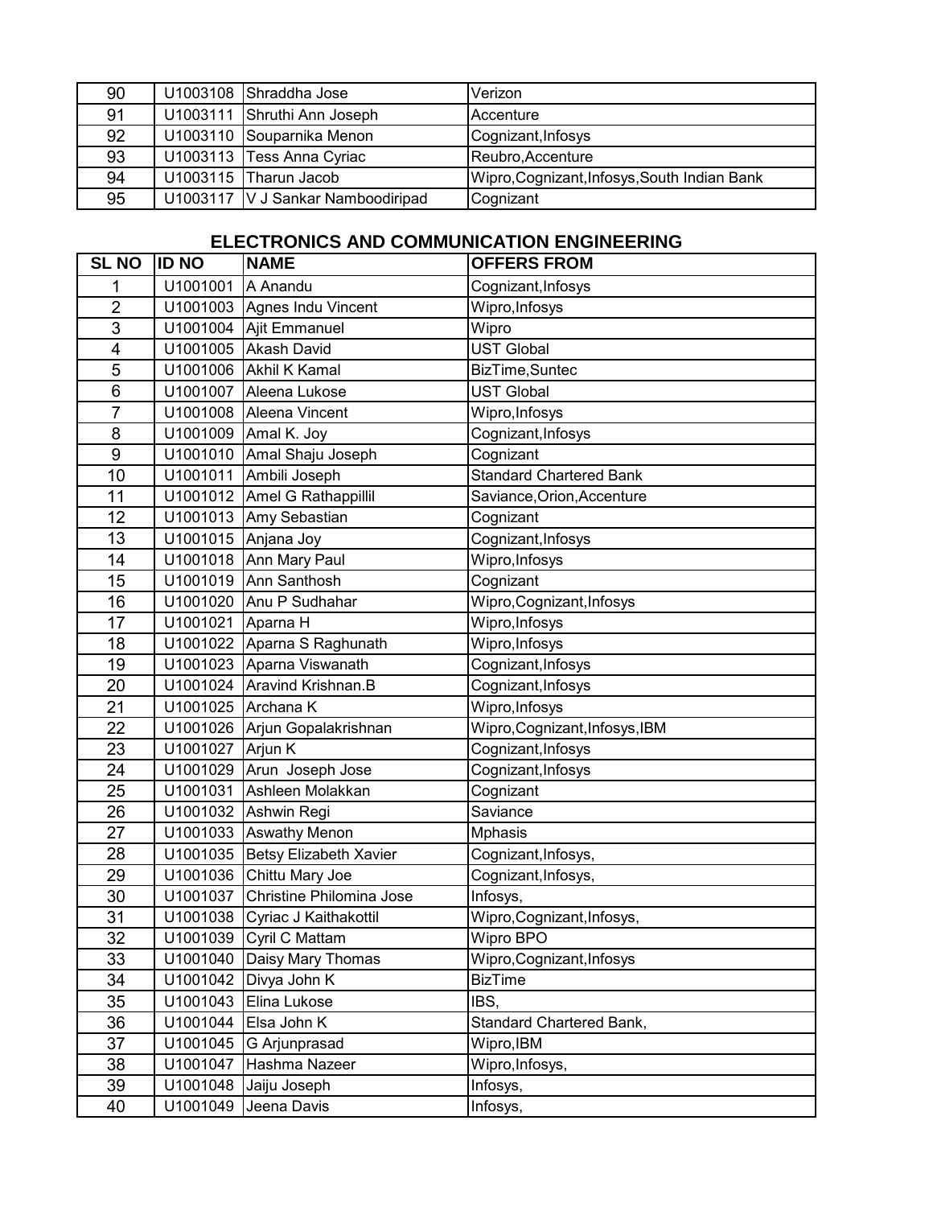| | | | |
|---|---|---|---|
| 90 | U1003108 | Shraddha Jose | Verizon |
| 91 | U1003111 | Shruthi Ann Joseph | Accenture |
| 92 | U1003110 | Souparnika Menon | Cognizant,Infosys |
| 93 | U1003113 | Tess Anna Cyriac | Reubro,Accenture |
| 94 | U1003115 | Tharun Jacob | Wipro,Cognizant,Infosys,South Indian Bank |
| 95 | U1003117 | V J Sankar Namboodiripad | Cognizant |

## ELECTRONICS AND COMMUNICATION ENGINEERING

| SL NO | ID NO | NAME | OFFERS FROM |
|---|---|---|---|
| 1 | U1001001 | A Anandu | Cognizant,Infosys |
| 2 | U1001003 | Agnes Indu Vincent | Wipro,Infosys |
| 3 | U1001004 | Ajit Emmanuel | Wipro |
| 4 | U1001005 | Akash David | UST Global |
| 5 | U1001006 | Akhil K Kamal | BizTime,Suntec |
| 6 | U1001007 | Aleena Lukose | UST Global |
| 7 | U1001008 | Aleena Vincent | Wipro,Infosys |
| 8 | U1001009 | Amal K. Joy | Cognizant,Infosys |
| 9 | U1001010 | Amal Shaju Joseph | Cognizant |
| 10 | U1001011 | Ambili Joseph | Standard Chartered Bank |
| 11 | U1001012 | Amel G Rathappillil | Saviance,Orion,Accenture |
| 12 | U1001013 | Amy Sebastian | Cognizant |
| 13 | U1001015 | Anjana Joy | Cognizant,Infosys |
| 14 | U1001018 | Ann Mary Paul | Wipro,Infosys |
| 15 | U1001019 | Ann Santhosh | Cognizant |
| 16 | U1001020 | Anu P Sudhahar | Wipro,Cognizant,Infosys |
| 17 | U1001021 | Aparna H | Wipro,Infosys |
| 18 | U1001022 | Aparna S Raghunath | Wipro,Infosys |
| 19 | U1001023 | Aparna Viswanath | Cognizant,Infosys |
| 20 | U1001024 | Aravind Krishnan.B | Cognizant,Infosys |
| 21 | U1001025 | Archana K | Wipro,Infosys |
| 22 | U1001026 | Arjun Gopalakrishnan | Wipro,Cognizant,Infosys,IBM |
| 23 | U1001027 | Arjun K | Cognizant,Infosys |
| 24 | U1001029 | Arun Joseph Jose | Cognizant,Infosys |
| 25 | U1001031 | Ashleen Molakkan | Cognizant |
| 26 | U1001032 | Ashwin Regi | Saviance |
| 27 | U1001033 | Aswathy Menon | Mphasis |
| 28 | U1001035 | Betsy Elizabeth Xavier | Cognizant,Infosys, |
| 29 | U1001036 | Chittu Mary Joe | Cognizant,Infosys, |
| 30 | U1001037 | Christine Philomina Jose | Infosys, |
| 31 | U1001038 | Cyriac J Kaithakottil | Wipro,Cognizant,Infosys, |
| 32 | U1001039 | Cyril C Mattam | Wipro BPO |
| 33 | U1001040 | Daisy Mary Thomas | Wipro,Cognizant,Infosys |
| 34 | U1001042 | Divya John K | BizTime |
| 35 | U1001043 | Elina Lukose | IBS, |
| 36 | U1001044 | Elsa John K | Standard Chartered Bank, |
| 37 | U1001045 | G Arjunprasad | Wipro,IBM |
| 38 | U1001047 | Hashma Nazeer | Wipro,Infosys, |
| 39 | U1001048 | Jaiju Joseph | Infosys, |
| 40 | U1001049 | Jeena Davis | Infosys, |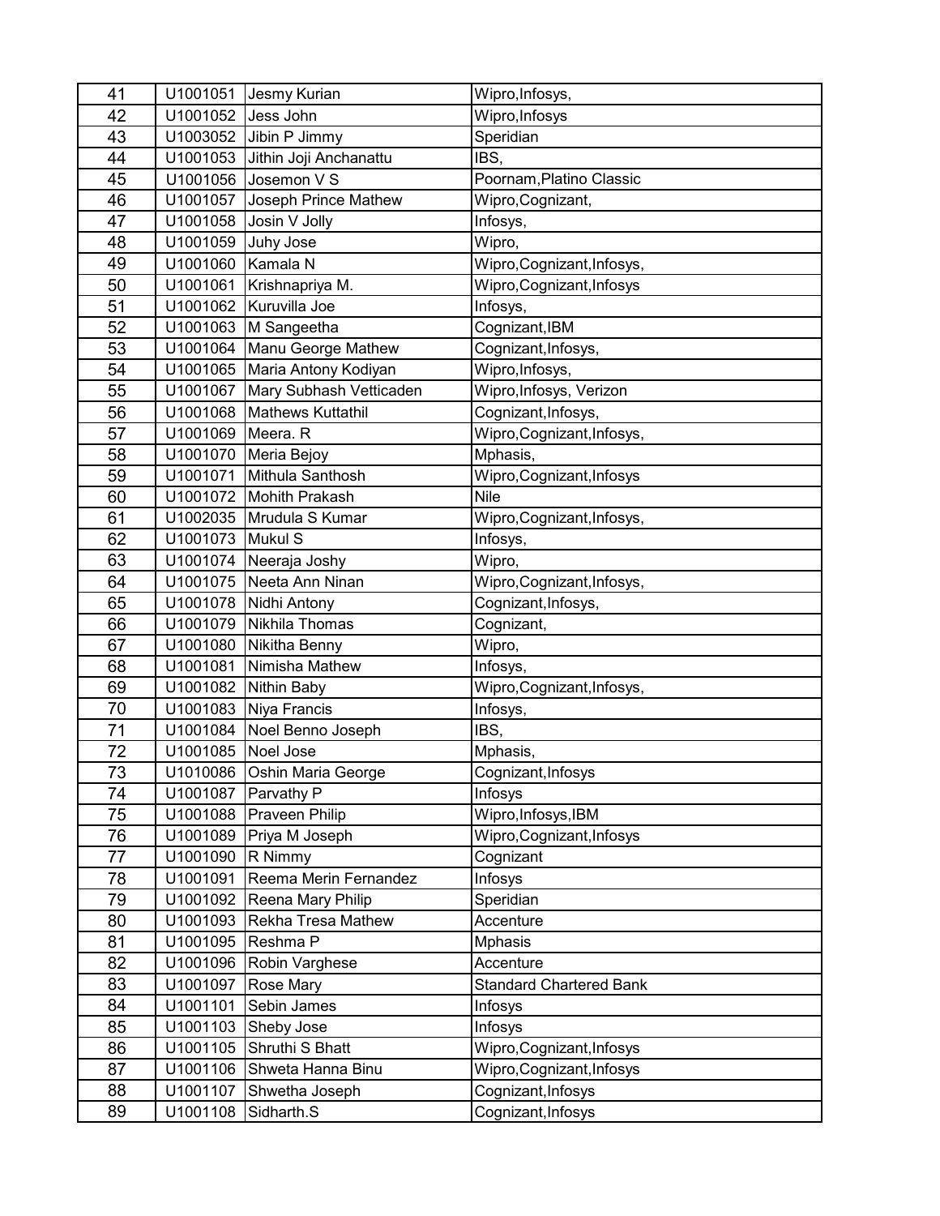| 41 | U1001051 | Jesmy Kurian | Wipro,Infosys, |
|---|---|---|---|
| 42 | U1001052 | Jess John | Wipro,Infosys |
| 43 | U1003052 | Jibin P Jimmy | Speridian |
| 44 | U1001053 | Jithin Joji Anchanattu | IBS, |
| 45 | U1001056 | Josemon V S | Poornam,Platino Classic |
| 46 | U1001057 | Joseph Prince Mathew | Wipro,Cognizant, |
| 47 | U1001058 | Josin V Jolly | Infosys, |
| 48 | U1001059 | Juhy Jose | Wipro, |
| 49 | U1001060 | Kamala N | Wipro,Cognizant,Infosys, |
| 50 | U1001061 | Krishnapriya M. | Wipro,Cognizant,Infosys |
| 51 | U1001062 | Kuruvilla Joe | Infosys, |
| 52 | U1001063 | M Sangeetha | Cognizant,IBM |
| 53 | U1001064 | Manu George Mathew | Cognizant,Infosys, |
| 54 | U1001065 | Maria Antony Kodiyan | Wipro,Infosys, |
| 55 | U1001067 | Mary Subhash Vetticaden | Wipro,Infosys, Verizon |
| 56 | U1001068 | Mathews Kuttathil | Cognizant,Infosys, |
| 57 | U1001069 | Meera. R | Wipro,Cognizant,Infosys, |
| 58 | U1001070 | Meria Bejoy | Mphasis, |
| 59 | U1001071 | Mithula Santhosh | Wipro,Cognizant,Infosys |
| 60 | U1001072 | Mohith Prakash | Nile |
| 61 | U1002035 | Mrudula S Kumar | Wipro,Cognizant,Infosys, |
| 62 | U1001073 | Mukul S | Infosys, |
| 63 | U1001074 | Neeraja Joshy | Wipro, |
| 64 | U1001075 | Neeta Ann Ninan | Wipro,Cognizant,Infosys, |
| 65 | U1001078 | Nidhi Antony | Cognizant,Infosys, |
| 66 | U1001079 | Nikhila Thomas | Cognizant, |
| 67 | U1001080 | Nikitha Benny | Wipro, |
| 68 | U1001081 | Nimisha Mathew | Infosys, |
| 69 | U1001082 | Nithin Baby | Wipro,Cognizant,Infosys, |
| 70 | U1001083 | Niya Francis | Infosys, |
| 71 | U1001084 | Noel Benno Joseph | IBS, |
| 72 | U1001085 | Noel Jose | Mphasis, |
| 73 | U1010086 | Oshin Maria George | Cognizant,Infosys |
| 74 | U1001087 | Parvathy P | Infosys |
| 75 | U1001088 | Praveen Philip | Wipro,Infosys,IBM |
| 76 | U1001089 | Priya M Joseph | Wipro,Cognizant,Infosys |
| 77 | U1001090 | R Nimmy | Cognizant |
| 78 | U1001091 | Reema Merin Fernandez | Infosys |
| 79 | U1001092 | Reena Mary Philip | Speridian |
| 80 | U1001093 | Rekha Tresa Mathew | Accenture |
| 81 | U1001095 | Reshma P | Mphasis |
| 82 | U1001096 | Robin Varghese | Accenture |
| 83 | U1001097 | Rose Mary | Standard Chartered Bank |
| 84 | U1001101 | Sebin James | Infosys |
| 85 | U1001103 | Sheby Jose | Infosys |
| 86 | U1001105 | Shruthi S Bhatt | Wipro,Cognizant,Infosys |
| 87 | U1001106 | Shweta Hanna Binu | Wipro,Cognizant,Infosys |
| 88 | U1001107 | Shwetha Joseph | Cognizant,Infosys |
| 89 | U1001108 | Sidharth.S | Cognizant,Infosys |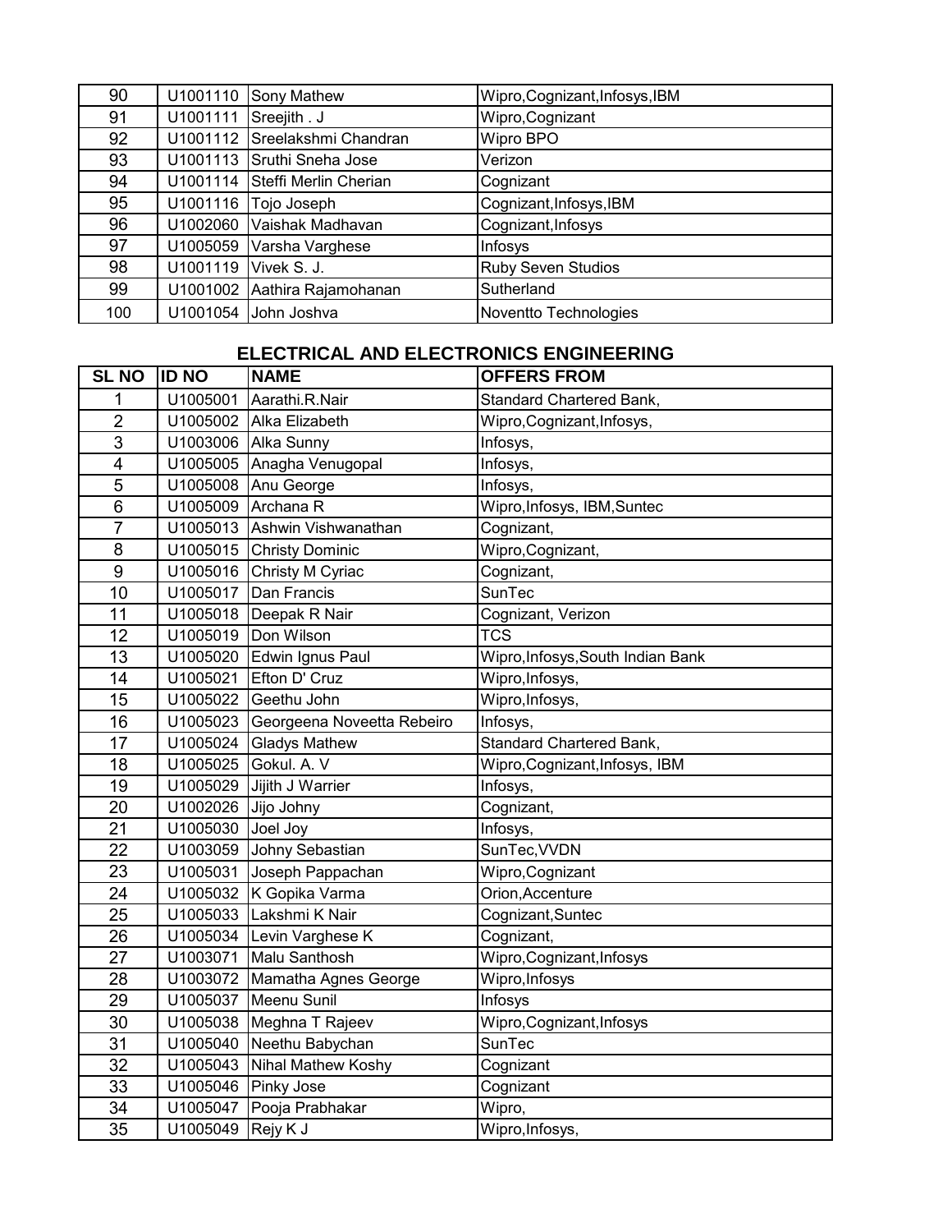| 90 | U1001110 | Sony Mathew | Wipro,Cognizant,Infosys,IBM |
|---|---|---|---|
| 91 | U1001111 | Sreejith . J | Wipro,Cognizant |
| 92 | U1001112 | Sreelakshmi Chandran | Wipro BPO |
| 93 | U1001113 | Sruthi Sneha Jose | Verizon |
| 94 | U1001114 | Steffi Merlin Cherian | Cognizant |
| 95 | U1001116 | Tojo Joseph | Cognizant,Infosys,IBM |
| 96 | U1002060 | Vaishak Madhavan | Cognizant,Infosys |
| 97 | U1005059 | Varsha Varghese | Infosys |
| 98 | U1001119 | Vivek S. J. | Ruby Seven Studios |
| 99 | U1001002 | Aathira Rajamohanan | Sutherland |
| 100 | U1001054 | John Joshva | Noventto Technologies |

## ELECTRICAL AND ELECTRONICS ENGINEERING

| SL NO | ID NO | NAME | OFFERS FROM |
|---|---|---|---|
| 1 | U1005001 | Aarathi.R.Nair | Standard Chartered Bank, |
| 2 | U1005002 | Alka Elizabeth | Wipro,Cognizant,Infosys, |
| 3 | U1003006 | Alka Sunny | Infosys, |
| 4 | U1005005 | Anagha Venugopal | Infosys, |
| 5 | U1005008 | Anu George | Infosys, |
| 6 | U1005009 | Archana R | Wipro,Infosys, IBM,Suntec |
| 7 | U1005013 | Ashwin Vishwanathan | Cognizant, |
| 8 | U1005015 | Christy Dominic | Wipro,Cognizant, |
| 9 | U1005016 | Christy M Cyriac | Cognizant, |
| 10 | U1005017 | Dan Francis | SunTec |
| 11 | U1005018 | Deepak R Nair | Cognizant, Verizon |
| 12 | U1005019 | Don Wilson | TCS |
| 13 | U1005020 | Edwin Ignus Paul | Wipro,Infosys,South Indian Bank |
| 14 | U1005021 | Efton D' Cruz | Wipro,Infosys, |
| 15 | U1005022 | Geethu John | Wipro,Infosys, |
| 16 | U1005023 | Georgeena Noveetta Rebeiro | Infosys, |
| 17 | U1005024 | Gladys Mathew | Standard Chartered Bank, |
| 18 | U1005025 | Gokul. A. V | Wipro,Cognizant,Infosys, IBM |
| 19 | U1005029 | Jijith J Warrier | Infosys, |
| 20 | U1002026 | Jijo Johny | Cognizant, |
| 21 | U1005030 | Joel Joy | Infosys, |
| 22 | U1003059 | Johny Sebastian | SunTec,VVDN |
| 23 | U1005031 | Joseph Pappachan | Wipro,Cognizant |
| 24 | U1005032 | K Gopika Varma | Orion,Accenture |
| 25 | U1005033 | Lakshmi K Nair | Cognizant,Suntec |
| 26 | U1005034 | Levin Varghese K | Cognizant, |
| 27 | U1003071 | Malu Santhosh | Wipro,Cognizant,Infosys |
| 28 | U1003072 | Mamatha Agnes George | Wipro,Infosys |
| 29 | U1005037 | Meenu Sunil | Infosys |
| 30 | U1005038 | Meghna T Rajeev | Wipro,Cognizant,Infosys |
| 31 | U1005040 | Neethu Babychan | SunTec |
| 32 | U1005043 | Nihal Mathew Koshy | Cognizant |
| 33 | U1005046 | Pinky Jose | Cognizant |
| 34 | U1005047 | Pooja Prabhakar | Wipro, |
| 35 | U1005049 | Rejy K J | Wipro,Infosys, |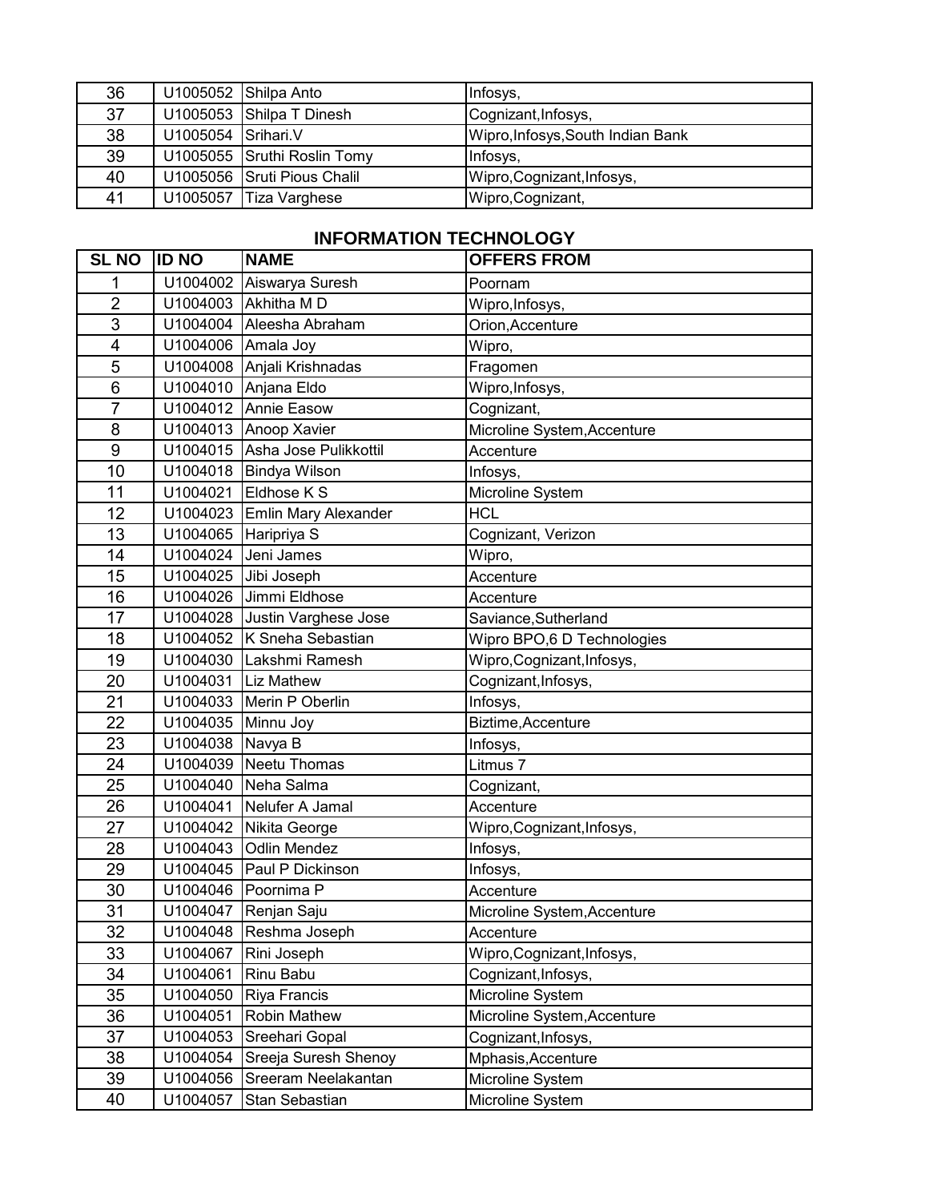| | | | |
|---|---|---|---|
| 36 | U1005052 | Shilpa Anto | Infosys, |
| 37 | U1005053 | Shilpa T Dinesh | Cognizant,Infosys, |
| 38 | U1005054 | Srihari.V | Wipro,Infosys,South Indian Bank |
| 39 | U1005055 | Sruthi Roslin Tomy | Infosys, |
| 40 | U1005056 | Sruti Pious Chalil | Wipro,Cognizant,Infosys, |
| 41 | U1005057 | Tiza Varghese | Wipro,Cognizant, |

## INFORMATION TECHNOLOGY

| SL NO | ID NO | NAME | OFFERS FROM |
|---|---|---|---|
| 1 | U1004002 | Aiswarya Suresh | Poornam |
| 2 | U1004003 | Akhitha M D | Wipro,Infosys, |
| 3 | U1004004 | Aleesha Abraham | Orion,Accenture |
| 4 | U1004006 | Amala Joy | Wipro, |
| 5 | U1004008 | Anjali Krishnadas | Fragomen |
| 6 | U1004010 | Anjana Eldo | Wipro,Infosys, |
| 7 | U1004012 | Annie Easow | Cognizant, |
| 8 | U1004013 | Anoop Xavier | Microline System,Accenture |
| 9 | U1004015 | Asha Jose Pulikkottil | Accenture |
| 10 | U1004018 | Bindya Wilson | Infosys, |
| 11 | U1004021 | Eldhose K S | Microline System |
| 12 | U1004023 | Emlin Mary Alexander | HCL |
| 13 | U1004065 | Haripriya S | Cognizant, Verizon |
| 14 | U1004024 | Jeni James | Wipro, |
| 15 | U1004025 | Jibi Joseph | Accenture |
| 16 | U1004026 | Jimmi Eldhose | Accenture |
| 17 | U1004028 | Justin Varghese Jose | Saviance,Sutherland |
| 18 | U1004052 | K Sneha Sebastian | Wipro BPO,6 D Technologies |
| 19 | U1004030 | Lakshmi Ramesh | Wipro,Cognizant,Infosys, |
| 20 | U1004031 | Liz Mathew | Cognizant,Infosys, |
| 21 | U1004033 | Merin P Oberlin | Infosys, |
| 22 | U1004035 | Minnu Joy | Biztime,Accenture |
| 23 | U1004038 | Navya B | Infosys, |
| 24 | U1004039 | Neetu Thomas | Litmus 7 |
| 25 | U1004040 | Neha Salma | Cognizant, |
| 26 | U1004041 | Nelufer A Jamal | Accenture |
| 27 | U1004042 | Nikita George | Wipro,Cognizant,Infosys, |
| 28 | U1004043 | Odlin Mendez | Infosys, |
| 29 | U1004045 | Paul P Dickinson | Infosys, |
| 30 | U1004046 | Poornima P | Accenture |
| 31 | U1004047 | Renjan Saju | Microline System,Accenture |
| 32 | U1004048 | Reshma Joseph | Accenture |
| 33 | U1004067 | Rini Joseph | Wipro,Cognizant,Infosys, |
| 34 | U1004061 | Rinu Babu | Cognizant,Infosys, |
| 35 | U1004050 | Riya Francis | Microline System |
| 36 | U1004051 | Robin Mathew | Microline System,Accenture |
| 37 | U1004053 | Sreehari Gopal | Cognizant,Infosys, |
| 38 | U1004054 | Sreeja Suresh Shenoy | Mphasis,Accenture |
| 39 | U1004056 | Sreeram Neelakantan | Microline System |
| 40 | U1004057 | Stan Sebastian | Microline System |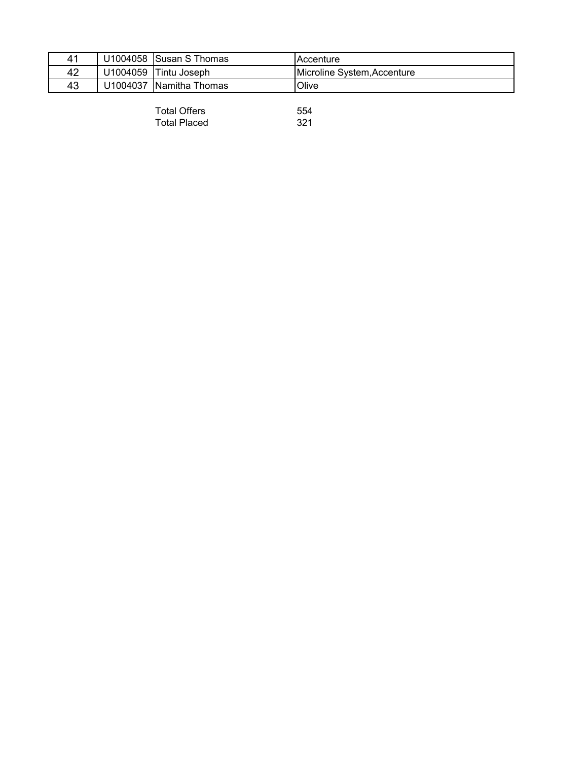| | | | |
|---|---|---|---|
| 41 | U1004058 | Susan S Thomas | Accenture |
| 42 | U1004059 | Tintu Joseph | Microline System,Accenture |
| 43 | U1004037 | Namitha Thomas | Olive |

Total Offers 554

Total Placed 321